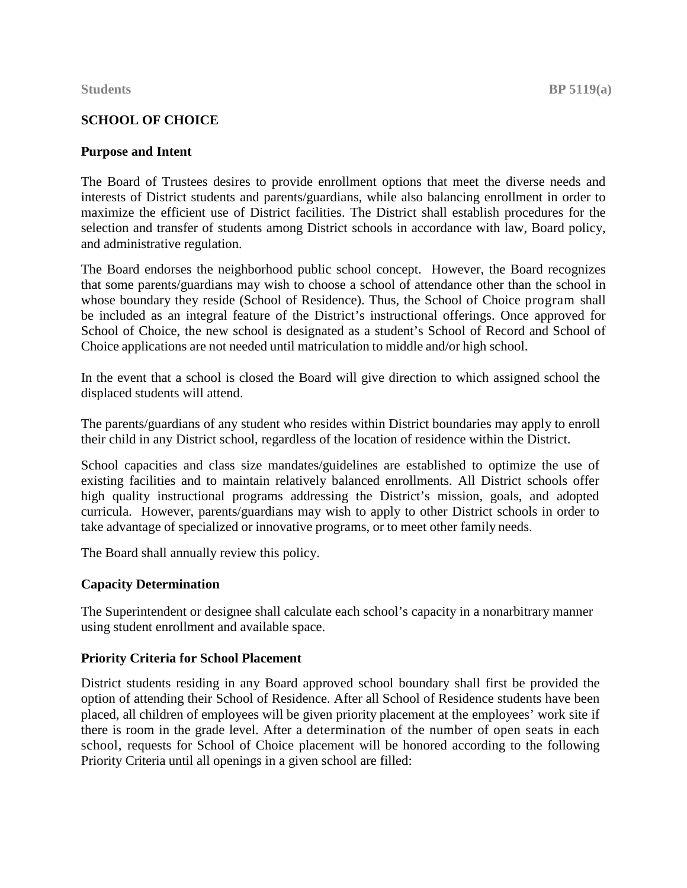# SCHOOL OF CHOICE

## Purpose and Intent

The Board of Trustees desires to provide enrollment options that meet the diverse needs and interests of District students and parents/guardians, while also balancing enrollment in order to maximize the efficient use of District facilities. The District shall establish procedures for the selection and transfer of students among District schools in accordance with law, Board policy, and administrative regulation.

The Board endorses the neighborhood public school concept. However, the Board recognizes that some parents/guardians may wish to choose a school of attendance other than the school in whose boundary they reside (School of Residence). Thus, the School of Choice program shall be included as an integral feature of the District's instructional offerings. Once approved for School of Choice, the new school is designated as a student's School of Record and School of Choice applications are not needed until matriculation to middle and/or high school.

In the event that a school is closed the Board will give direction to which assigned school the displaced students will attend.

The parents/guardians of any student who resides within District boundaries may apply to enroll their child in any District school, regardless of the location of residence within the District.

School capacities and class size mandates/guidelines are established to optimize the use of existing facilities and to maintain relatively balanced enrollments. All District schools offer high quality instructional programs addressing the District's mission, goals, and adopted curricula. However, parents/guardians may wish to apply to other District schools in order to take advantage of specialized or innovative programs, or to meet other family needs.

The Board shall annually review this policy.

## Capacity Determination

The Superintendent or designee shall calculate each school's capacity in a nonarbitrary manner using student enrollment and available space.

## Priority Criteria for School Placement

District students residing in any Board approved school boundary shall first be provided the option of attending their School of Residence. After all School of Residence students have been placed, all children of employees will be given priority placement at the employees' work site if there is room in the grade level. After a determination of the number of open seats in each school, requests for School of Choice placement will be honored according to the following Priority Criteria until all openings in a given school are filled: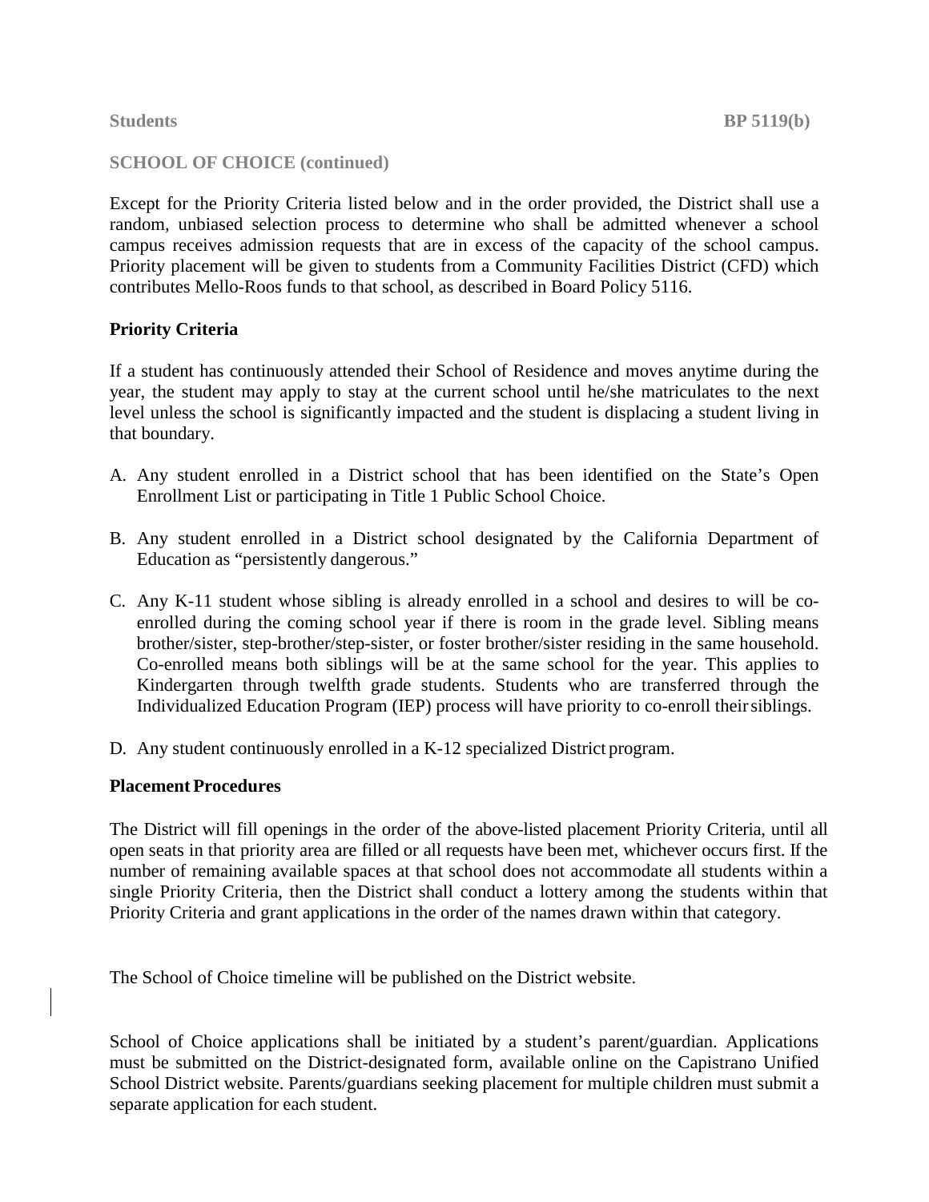SCHOOL OF CHOICE (continued)

Except for the Priority Criteria listed below and in the order provided, the District shall use a random, unbiased selection process to determine who shall be admitted whenever a school campus receives admission requests that are in excess of the capacity of the school campus. Priority placement will be given to students from a Community Facilities District (CFD) which contributes Mello-Roos funds to that school, as described in Board Policy 5116.

**Priority Criteria**

If a student has continuously attended their School of Residence and moves anytime during the year, the student may apply to stay at the current school until he/she matriculates to the next level unless the school is significantly impacted and the student is displacing a student living in that boundary.

A. Any student enrolled in a District school that has been identified on the State's Open Enrollment List or participating in Title 1 Public School Choice.

B. Any student enrolled in a District school designated by the California Department of Education as "persistently dangerous."

C. Any K-11 student whose sibling is already enrolled in a school and desires to will be co-enrolled during the coming school year if there is room in the grade level. Sibling means brother/sister, step-brother/step-sister, or foster brother/sister residing in the same household. Co-enrolled means both siblings will be at the same school for the year. This applies to Kindergarten through twelfth grade students. Students who are transferred through the Individualized Education Program (IEP) process will have priority to co-enroll their siblings.

D. Any student continuously enrolled in a K-12 specialized District program.

**Placement Procedures**

The District will fill openings in the order of the above-listed placement Priority Criteria, until all open seats in that priority area are filled or all requests have been met, whichever occurs first. If the number of remaining available spaces at that school does not accommodate all students within a single Priority Criteria, then the District shall conduct a lottery among the students within that Priority Criteria and grant applications in the order of the names drawn within that category.

The School of Choice timeline will be published on the District website.

School of Choice applications shall be initiated by a student's parent/guardian. Applications must be submitted on the District-designated form, available online on the Capistrano Unified School District website. Parents/guardians seeking placement for multiple children must submit a separate application for each student.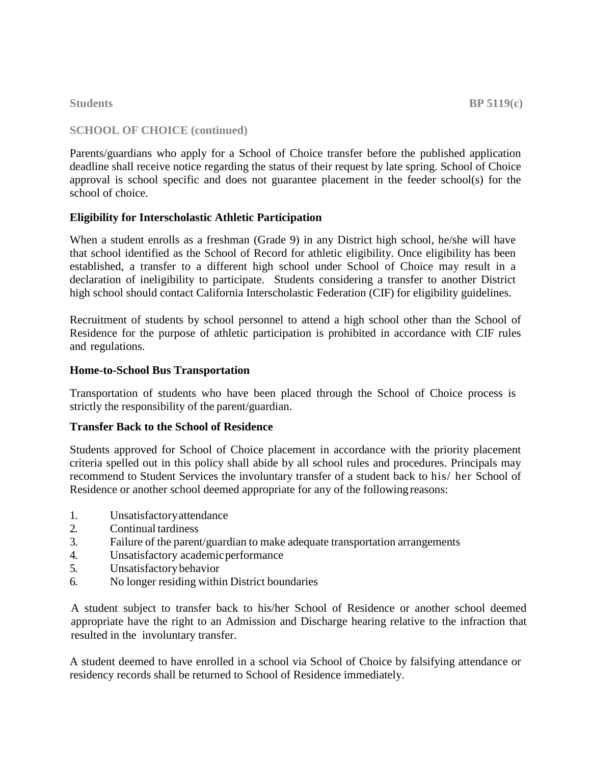## SCHOOL OF CHOICE (continued)

Parents/guardians who apply for a School of Choice transfer before the published application deadline shall receive notice regarding the status of their request by late spring. School of Choice approval is school specific and does not guarantee placement in the feeder school(s) for the school of choice.

### Eligibility for Interscholastic Athletic Participation

When a student enrolls as a freshman (Grade 9) in any District high school, he/she will have that school identified as the School of Record for athletic eligibility. Once eligibility has been established, a transfer to a different high school under School of Choice may result in a declaration of ineligibility to participate. Students considering a transfer to another District high school should contact California Interscholastic Federation (CIF) for eligibility guidelines.

Recruitment of students by school personnel to attend a high school other than the School of Residence for the purpose of athletic participation is prohibited in accordance with CIF rules and regulations.

### Home-to-School Bus Transportation

Transportation of students who have been placed through the School of Choice process is strictly the responsibility of the parent/guardian.

### Transfer Back to the School of Residence

Students approved for School of Choice placement in accordance with the priority placement criteria spelled out in this policy shall abide by all school rules and procedures. Principals may recommend to Student Services the involuntary transfer of a student back to his/ her School of Residence or another school deemed appropriate for any of the following reasons:

1. Unsatisfactory attendance
2. Continual tardiness
3. Failure of the parent/guardian to make adequate transportation arrangements
4. Unsatisfactory academic performance
5. Unsatisfactory behavior
6. No longer residing within District boundaries

A student subject to transfer back to his/her School of Residence or another school deemed appropriate have the right to an Admission and Discharge hearing relative to the infraction that resulted in the involuntary transfer.

A student deemed to have enrolled in a school via School of Choice by falsifying attendance or residency records shall be returned to School of Residence immediately.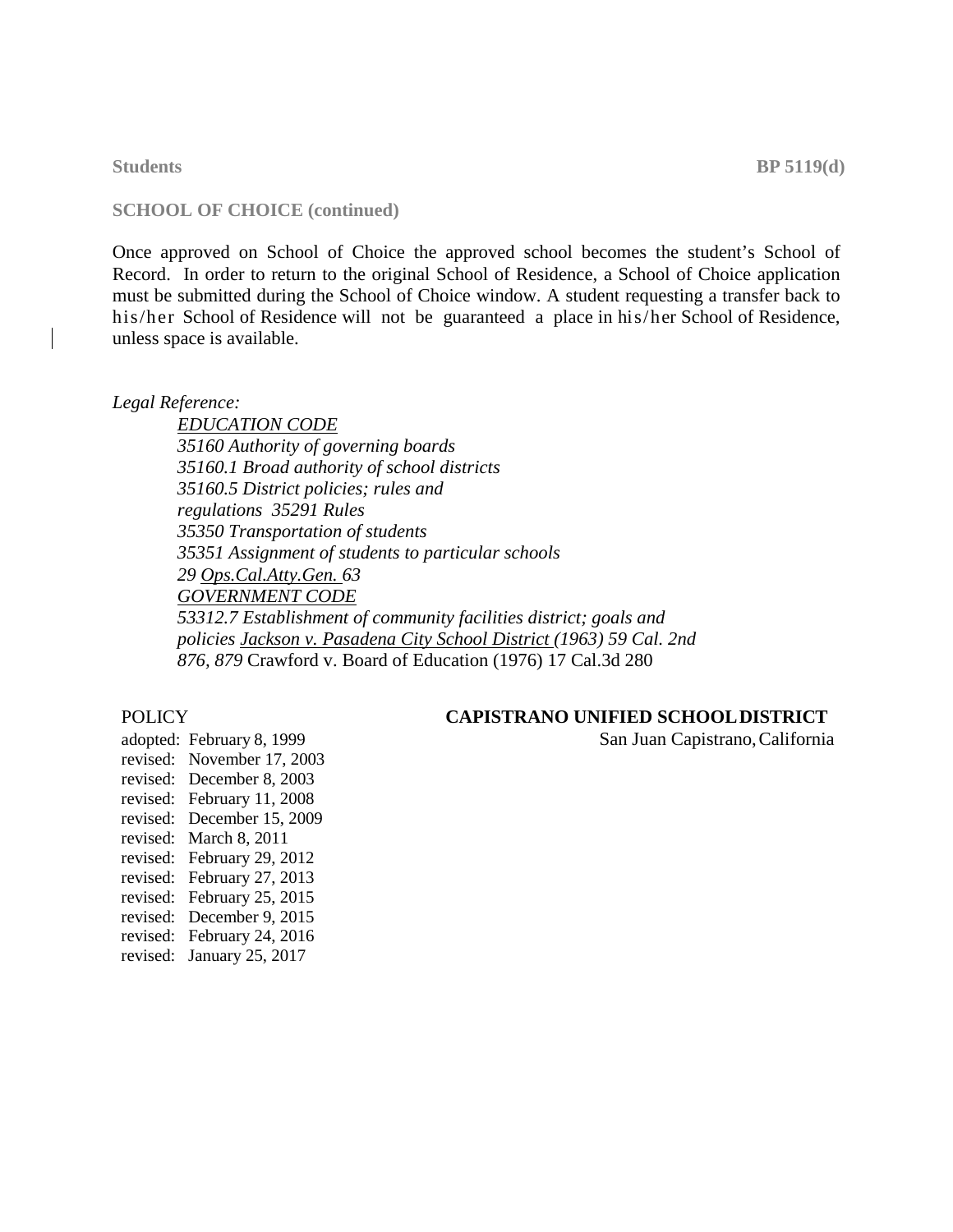**SCHOOL OF CHOICE (continued)**

Once approved on School of Choice the approved school becomes the student's School of Record. In order to return to the original School of Residence, a School of Choice application must be submitted during the School of Choice window. A student requesting a transfer back to his/her School of Residence will not be guaranteed a place in his/her School of Residence, unless space is available.

*Legal Reference:*

*EDUCATION CODE*
*35160 Authority of governing boards*
*35160.1 Broad authority of school districts*
*35160.5 District policies; rules and regulations 35291 Rules*
*35350 Transportation of students*
*35351 Assignment of students to particular schools*
*29 Ops.Cal.Atty.Gen. 63*
*GOVERNMENT CODE*
*53312.7 Establishment of community facilities district; goals and policies Jackson v. Pasadena City School District (1963) 59 Cal. 2nd 876, 879* Crawford v. Board of Education (1976) 17 Cal.3d 280

POLICY

adopted: February 8, 1999
revised: November 17, 2003
revised: December 8, 2003
revised: February 11, 2008
revised: December 15, 2009
revised: March 8, 2011
revised: February 29, 2012
revised: February 27, 2013
revised: February 25, 2015
revised: December 9, 2015
revised: February 24, 2016
revised: January 25, 2017

**CAPISTRANO UNIFIED SCHOOL DISTRICT**
San Juan Capistrano, California